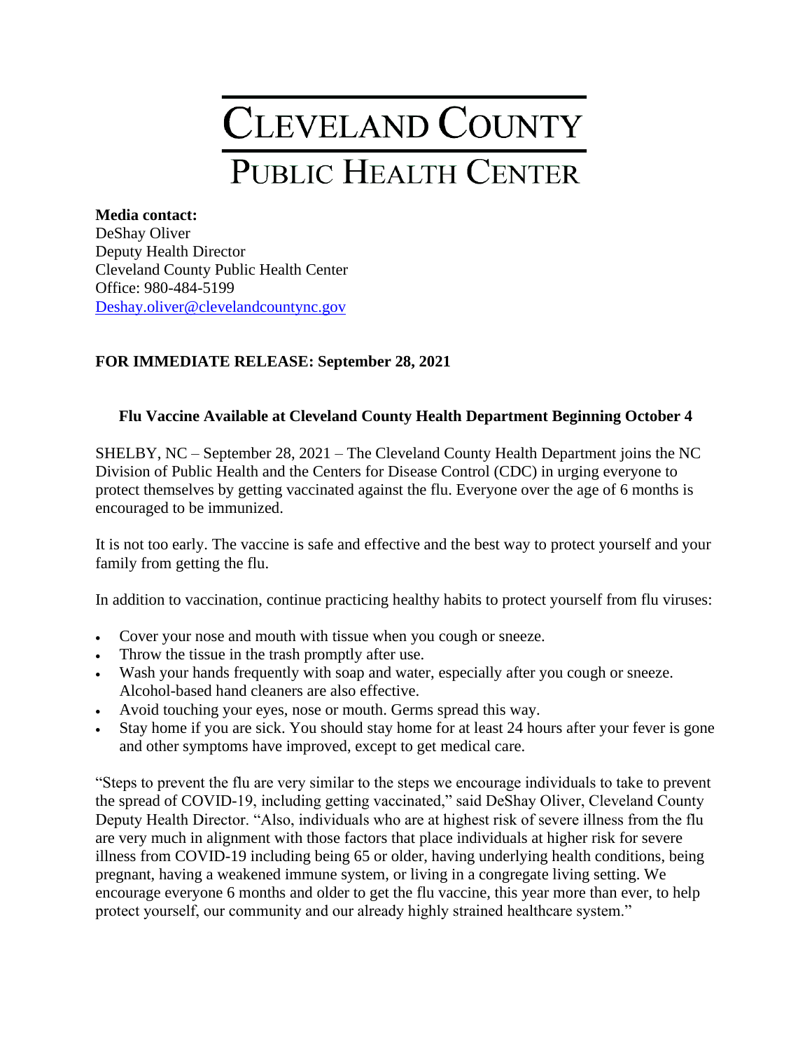# CLEVELAND COUNTY
## PUBLIC HEALTH CENTER

**Media contact:**
DeShay Oliver
Deputy Health Director
Cleveland County Public Health Center
Office: 980-484-5199
[Deshay.oliver@clevelandcountync.gov](mailto:Deshay.oliver@clevelandcountync.gov)

**FOR IMMEDIATE RELEASE: September 28, 2021**

### Flu Vaccine Available at Cleveland County Health Department Beginning October 4

SHELBY, NC – September 28, 2021 – The Cleveland County Health Department joins the NC Division of Public Health and the Centers for Disease Control (CDC) in urging everyone to protect themselves by getting vaccinated against the flu. Everyone over the age of 6 months is encouraged to be immunized.

It is not too early. The vaccine is safe and effective and the best way to protect yourself and your family from getting the flu.

In addition to vaccination, continue practicing healthy habits to protect yourself from flu viruses:

- Cover your nose and mouth with tissue when you cough or sneeze.
- Throw the tissue in the trash promptly after use.
- Wash your hands frequently with soap and water, especially after you cough or sneeze. Alcohol-based hand cleaners are also effective.
- Avoid touching your eyes, nose or mouth. Germs spread this way.
- Stay home if you are sick. You should stay home for at least 24 hours after your fever is gone and other symptoms have improved, except to get medical care.

"Steps to prevent the flu are very similar to the steps we encourage individuals to take to prevent the spread of COVID-19, including getting vaccinated," said DeShay Oliver, Cleveland County Deputy Health Director. "Also, individuals who are at highest risk of severe illness from the flu are very much in alignment with those factors that place individuals at higher risk for severe illness from COVID-19 including being 65 or older, having underlying health conditions, being pregnant, having a weakened immune system, or living in a congregate living setting. We encourage everyone 6 months and older to get the flu vaccine, this year more than ever, to help protect yourself, our community and our already highly strained healthcare system."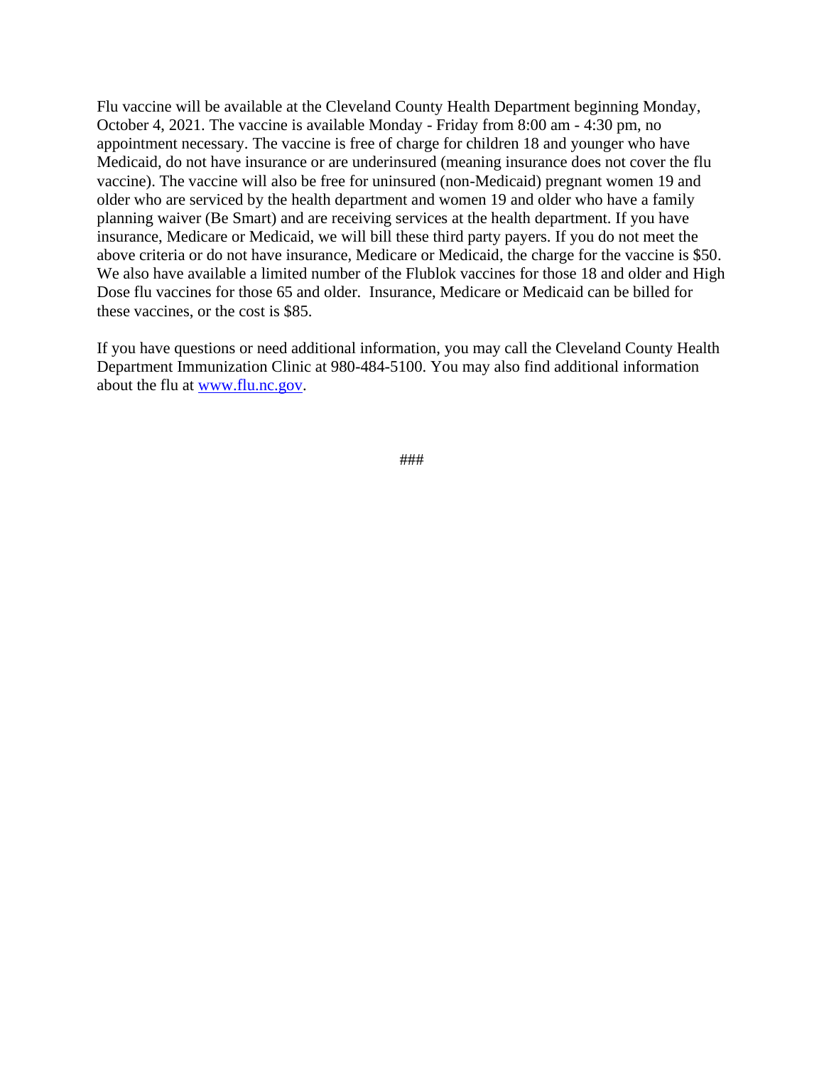Flu vaccine will be available at the Cleveland County Health Department beginning Monday, October 4, 2021. The vaccine is available Monday - Friday from 8:00 am - 4:30 pm, no appointment necessary. The vaccine is free of charge for children 18 and younger who have Medicaid, do not have insurance or are underinsured (meaning insurance does not cover the flu vaccine). The vaccine will also be free for uninsured (non-Medicaid) pregnant women 19 and older who are serviced by the health department and women 19 and older who have a family planning waiver (Be Smart) and are receiving services at the health department. If you have insurance, Medicare or Medicaid, we will bill these third party payers. If you do not meet the above criteria or do not have insurance, Medicare or Medicaid, the charge for the vaccine is $50. We also have available a limited number of the Flublok vaccines for those 18 and older and High Dose flu vaccines for those 65 and older. Insurance, Medicare or Medicaid can be billed for these vaccines, or the cost is $85.

If you have questions or need additional information, you may call the Cleveland County Health Department Immunization Clinic at 980-484-5100. You may also find additional information about the flu at [www.flu.nc.gov](http://www.flu.nc.gov).

###